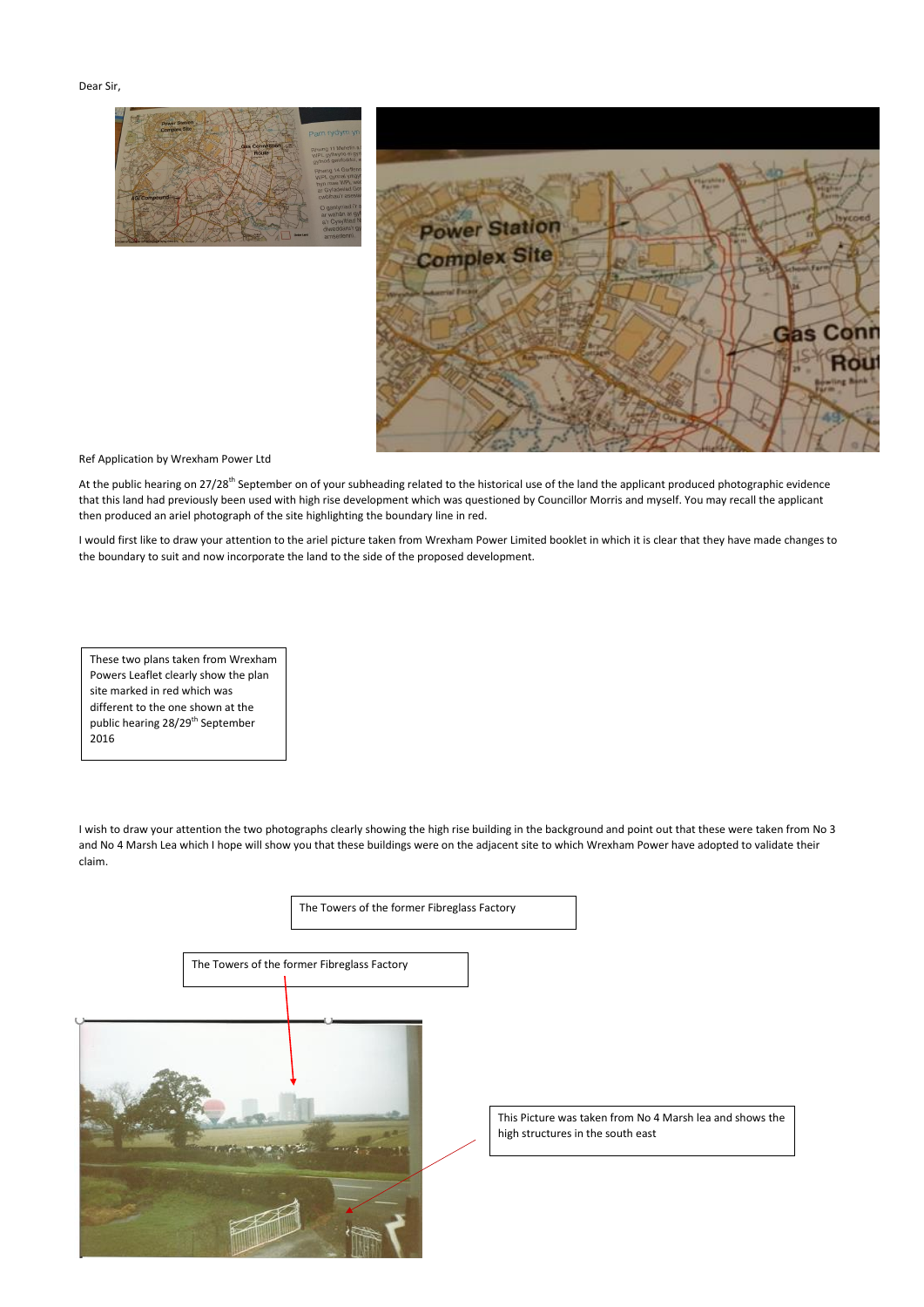Dear Sir,

Ref Application by Wrexham Power Ltd

At the public hearing on 27/28th September on of your subheading related to the historical use of the land the applicant produced photographic evidence that this land had previously been used with high rise development which was questioned by Councillor Morris and myself. You may recall the applicant then produced an ariel photograph of the site highlighting the boundary line in red.

I would first like to draw your attention to the ariel picture taken from Wrexham Power Limited booklet in which it is clear that they have made changes to the boundary to suit and now incorporate the land to the side of the proposed development.

These two plans taken from Wrexham Powers Leaflet clearly show the plan site marked in red which was different to the one shown at the public hearing 28/29th September 2016

I wish to draw your attention the two photographs clearly showing the high rise building in the background and point out that these were taken from No 3 and No 4 Marsh Lea which I hope will show you that these buildings were on the adjacent site to which Wrexham Power have adopted to validate their claim.

The Towers of the former Fibreglass Factory

The Towers of the former Fibreglass Factory

This Picture was taken from No 4 Marsh lea and shows the high structures in the south east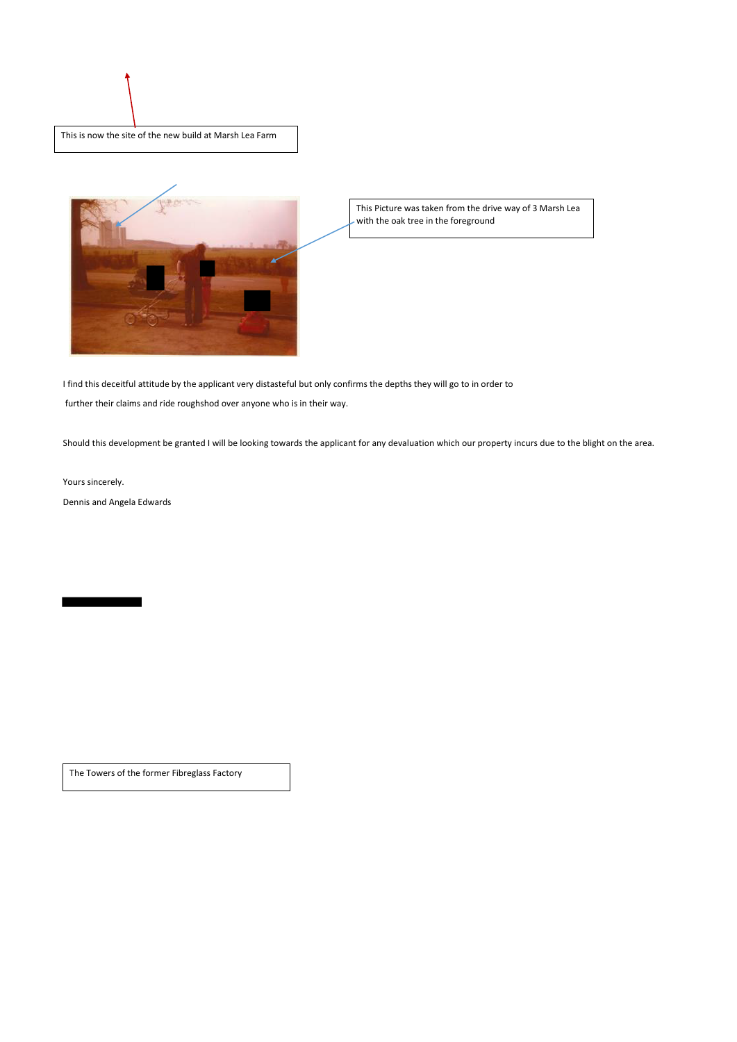This is now the site of the new build at Marsh Lea Farm

This Picture was taken from the drive way of 3 Marsh Lea with the oak tree in the foreground

I find this deceitful attitude by the applicant very distasteful but only confirms the depths they will go to in order to further their claims and ride roughshod over anyone who is in their way.

Should this development be granted I will be looking towards the applicant for any devaluation which our property incurs due to the blight on the area.

Yours sincerely.

Dennis and Angela Edwards

The Towers of the former Fibreglass Factory